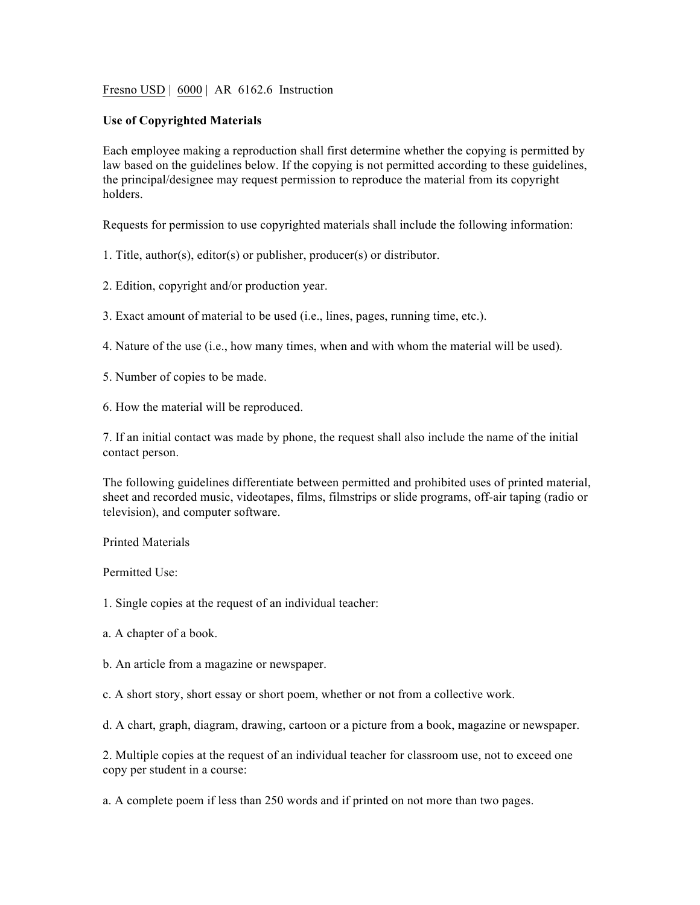Fresno USD | 6000 | AR 6162.6 Instruction

**Use of Copyrighted Materials**

Each employee making a reproduction shall first determine whether the copying is permitted by law based on the guidelines below. If the copying is not permitted according to these guidelines, the principal/designee may request permission to reproduce the material from its copyright holders.

Requests for permission to use copyrighted materials shall include the following information:

1. Title, author(s), editor(s) or publisher, producer(s) or distributor.

2. Edition, copyright and/or production year.

3. Exact amount of material to be used (i.e., lines, pages, running time, etc.).

4. Nature of the use (i.e., how many times, when and with whom the material will be used).

5. Number of copies to be made.

6. How the material will be reproduced.

7. If an initial contact was made by phone, the request shall also include the name of the initial contact person.

The following guidelines differentiate between permitted and prohibited uses of printed material, sheet and recorded music, videotapes, films, filmstrips or slide programs, off-air taping (radio or television), and computer software.

Printed Materials

Permitted Use:

1. Single copies at the request of an individual teacher:

a. A chapter of a book.

b. An article from a magazine or newspaper.

c. A short story, short essay or short poem, whether or not from a collective work.

d. A chart, graph, diagram, drawing, cartoon or a picture from a book, magazine or newspaper.

2. Multiple copies at the request of an individual teacher for classroom use, not to exceed one copy per student in a course:

a. A complete poem if less than 250 words and if printed on not more than two pages.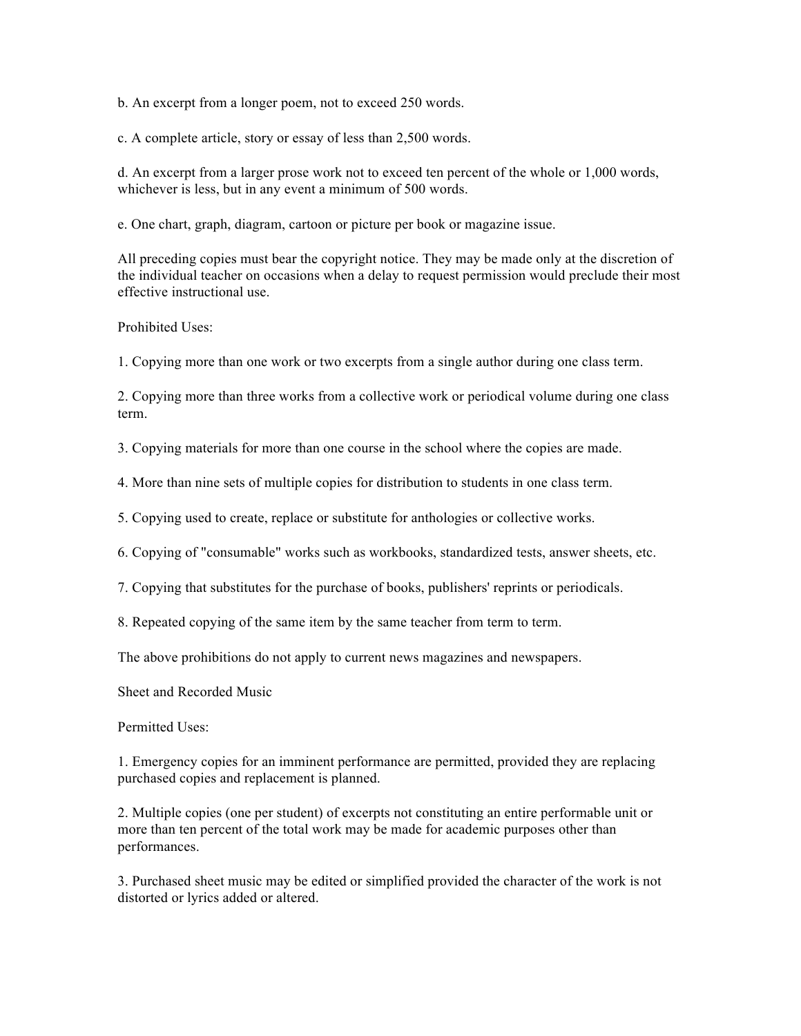b. An excerpt from a longer poem, not to exceed 250 words.

c. A complete article, story or essay of less than 2,500 words.

d. An excerpt from a larger prose work not to exceed ten percent of the whole or 1,000 words, whichever is less, but in any event a minimum of 500 words.

e. One chart, graph, diagram, cartoon or picture per book or magazine issue.

All preceding copies must bear the copyright notice. They may be made only at the discretion of the individual teacher on occasions when a delay to request permission would preclude their most effective instructional use.

Prohibited Uses:

1. Copying more than one work or two excerpts from a single author during one class term.

2. Copying more than three works from a collective work or periodical volume during one class term.

3. Copying materials for more than one course in the school where the copies are made.

4. More than nine sets of multiple copies for distribution to students in one class term.

5. Copying used to create, replace or substitute for anthologies or collective works.

6. Copying of "consumable" works such as workbooks, standardized tests, answer sheets, etc.

7. Copying that substitutes for the purchase of books, publishers' reprints or periodicals.

8. Repeated copying of the same item by the same teacher from term to term.

The above prohibitions do not apply to current news magazines and newspapers.

Sheet and Recorded Music

Permitted Uses:

1. Emergency copies for an imminent performance are permitted, provided they are replacing purchased copies and replacement is planned.

2. Multiple copies (one per student) of excerpts not constituting an entire performable unit or more than ten percent of the total work may be made for academic purposes other than performances.

3. Purchased sheet music may be edited or simplified provided the character of the work is not distorted or lyrics added or altered.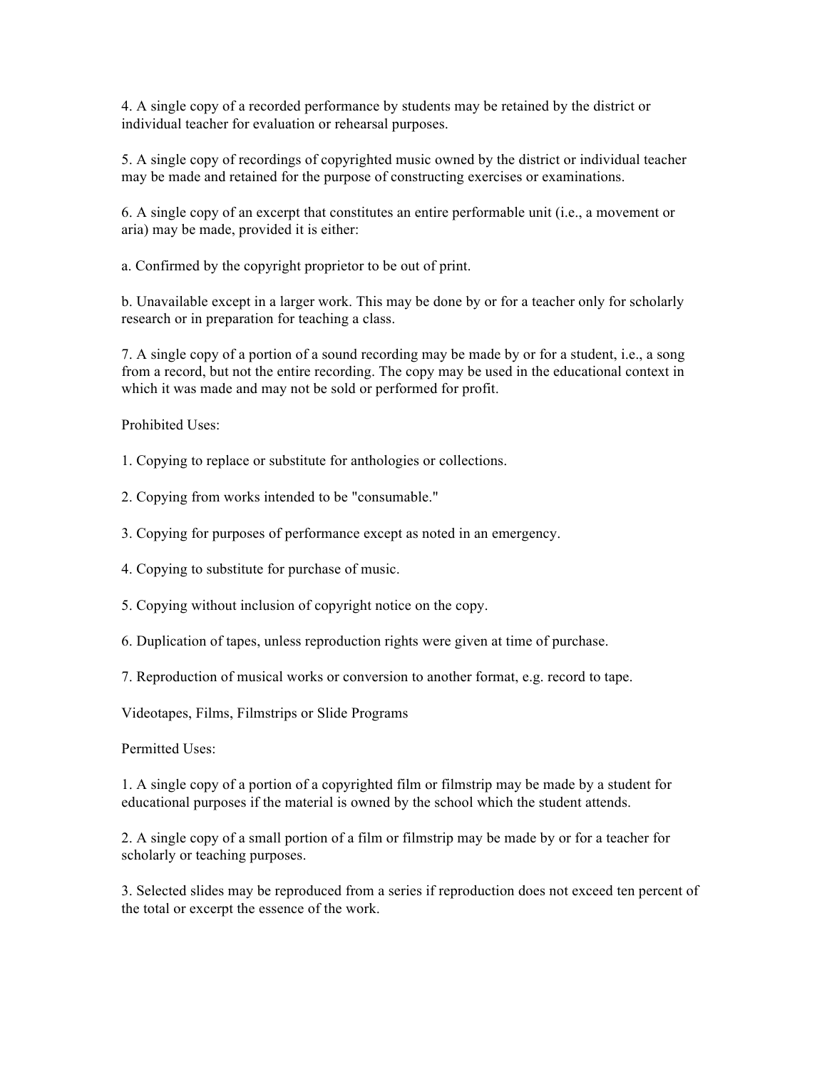4. A single copy of a recorded performance by students may be retained by the district or individual teacher for evaluation or rehearsal purposes.

5. A single copy of recordings of copyrighted music owned by the district or individual teacher may be made and retained for the purpose of constructing exercises or examinations.

6. A single copy of an excerpt that constitutes an entire performable unit (i.e., a movement or aria) may be made, provided it is either:

a. Confirmed by the copyright proprietor to be out of print.

b. Unavailable except in a larger work. This may be done by or for a teacher only for scholarly research or in preparation for teaching a class.

7. A single copy of a portion of a sound recording may be made by or for a student, i.e., a song from a record, but not the entire recording. The copy may be used in the educational context in which it was made and may not be sold or performed for profit.

Prohibited Uses:

1. Copying to replace or substitute for anthologies or collections.

2. Copying from works intended to be "consumable."

3. Copying for purposes of performance except as noted in an emergency.

4. Copying to substitute for purchase of music.

5. Copying without inclusion of copyright notice on the copy.

6. Duplication of tapes, unless reproduction rights were given at time of purchase.

7. Reproduction of musical works or conversion to another format, e.g. record to tape.

Videotapes, Films, Filmstrips or Slide Programs

Permitted Uses:

1. A single copy of a portion of a copyrighted film or filmstrip may be made by a student for educational purposes if the material is owned by the school which the student attends.

2. A single copy of a small portion of a film or filmstrip may be made by or for a teacher for scholarly or teaching purposes.

3. Selected slides may be reproduced from a series if reproduction does not exceed ten percent of the total or excerpt the essence of the work.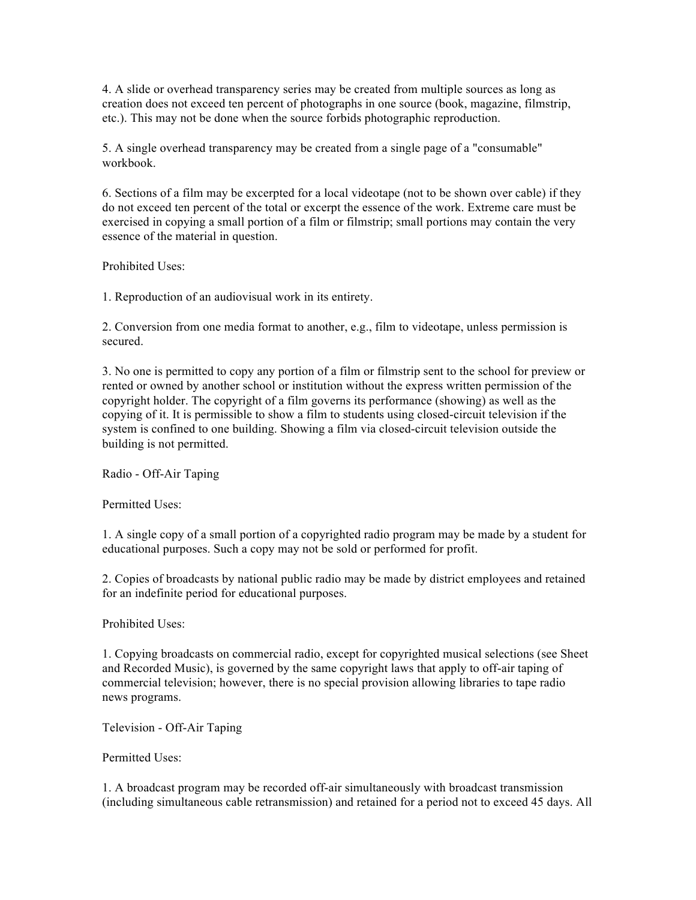4. A slide or overhead transparency series may be created from multiple sources as long as creation does not exceed ten percent of photographs in one source (book, magazine, filmstrip, etc.). This may not be done when the source forbids photographic reproduction.

5. A single overhead transparency may be created from a single page of a "consumable" workbook.

6. Sections of a film may be excerpted for a local videotape (not to be shown over cable) if they do not exceed ten percent of the total or excerpt the essence of the work. Extreme care must be exercised in copying a small portion of a film or filmstrip; small portions may contain the very essence of the material in question.

Prohibited Uses:

1. Reproduction of an audiovisual work in its entirety.

2. Conversion from one media format to another, e.g., film to videotape, unless permission is secured.

3. No one is permitted to copy any portion of a film or filmstrip sent to the school for preview or rented or owned by another school or institution without the express written permission of the copyright holder. The copyright of a film governs its performance (showing) as well as the copying of it. It is permissible to show a film to students using closed-circuit television if the system is confined to one building. Showing a film via closed-circuit television outside the building is not permitted.

Radio - Off-Air Taping

Permitted Uses:

1. A single copy of a small portion of a copyrighted radio program may be made by a student for educational purposes. Such a copy may not be sold or performed for profit.

2. Copies of broadcasts by national public radio may be made by district employees and retained for an indefinite period for educational purposes.

Prohibited Uses:

1. Copying broadcasts on commercial radio, except for copyrighted musical selections (see Sheet and Recorded Music), is governed by the same copyright laws that apply to off-air taping of commercial television; however, there is no special provision allowing libraries to tape radio news programs.

Television - Off-Air Taping

Permitted Uses:

1. A broadcast program may be recorded off-air simultaneously with broadcast transmission (including simultaneous cable retransmission) and retained for a period not to exceed 45 days. All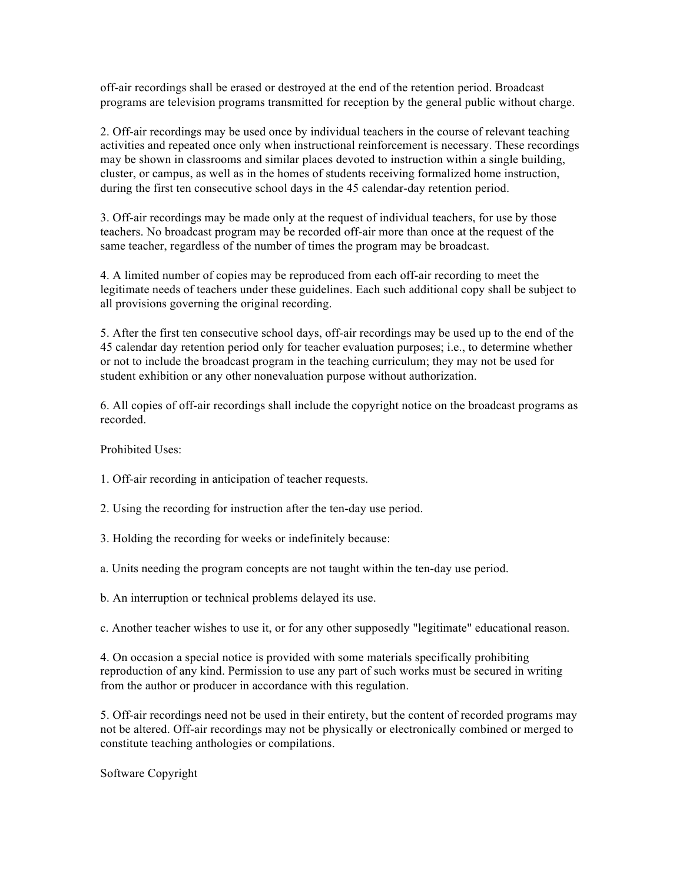off-air recordings shall be erased or destroyed at the end of the retention period. Broadcast programs are television programs transmitted for reception by the general public without charge.

2. Off-air recordings may be used once by individual teachers in the course of relevant teaching activities and repeated once only when instructional reinforcement is necessary. These recordings may be shown in classrooms and similar places devoted to instruction within a single building, cluster, or campus, as well as in the homes of students receiving formalized home instruction, during the first ten consecutive school days in the 45 calendar-day retention period.

3. Off-air recordings may be made only at the request of individual teachers, for use by those teachers. No broadcast program may be recorded off-air more than once at the request of the same teacher, regardless of the number of times the program may be broadcast.

4. A limited number of copies may be reproduced from each off-air recording to meet the legitimate needs of teachers under these guidelines. Each such additional copy shall be subject to all provisions governing the original recording.

5. After the first ten consecutive school days, off-air recordings may be used up to the end of the 45 calendar day retention period only for teacher evaluation purposes; i.e., to determine whether or not to include the broadcast program in the teaching curriculum; they may not be used for student exhibition or any other nonevaluation purpose without authorization.

6. All copies of off-air recordings shall include the copyright notice on the broadcast programs as recorded.

Prohibited Uses:

1. Off-air recording in anticipation of teacher requests.

2. Using the recording for instruction after the ten-day use period.

3. Holding the recording for weeks or indefinitely because:

a. Units needing the program concepts are not taught within the ten-day use period.

b. An interruption or technical problems delayed its use.

c. Another teacher wishes to use it, or for any other supposedly "legitimate" educational reason.

4. On occasion a special notice is provided with some materials specifically prohibiting reproduction of any kind. Permission to use any part of such works must be secured in writing from the author or producer in accordance with this regulation.

5. Off-air recordings need not be used in their entirety, but the content of recorded programs may not be altered. Off-air recordings may not be physically or electronically combined or merged to constitute teaching anthologies or compilations.

Software Copyright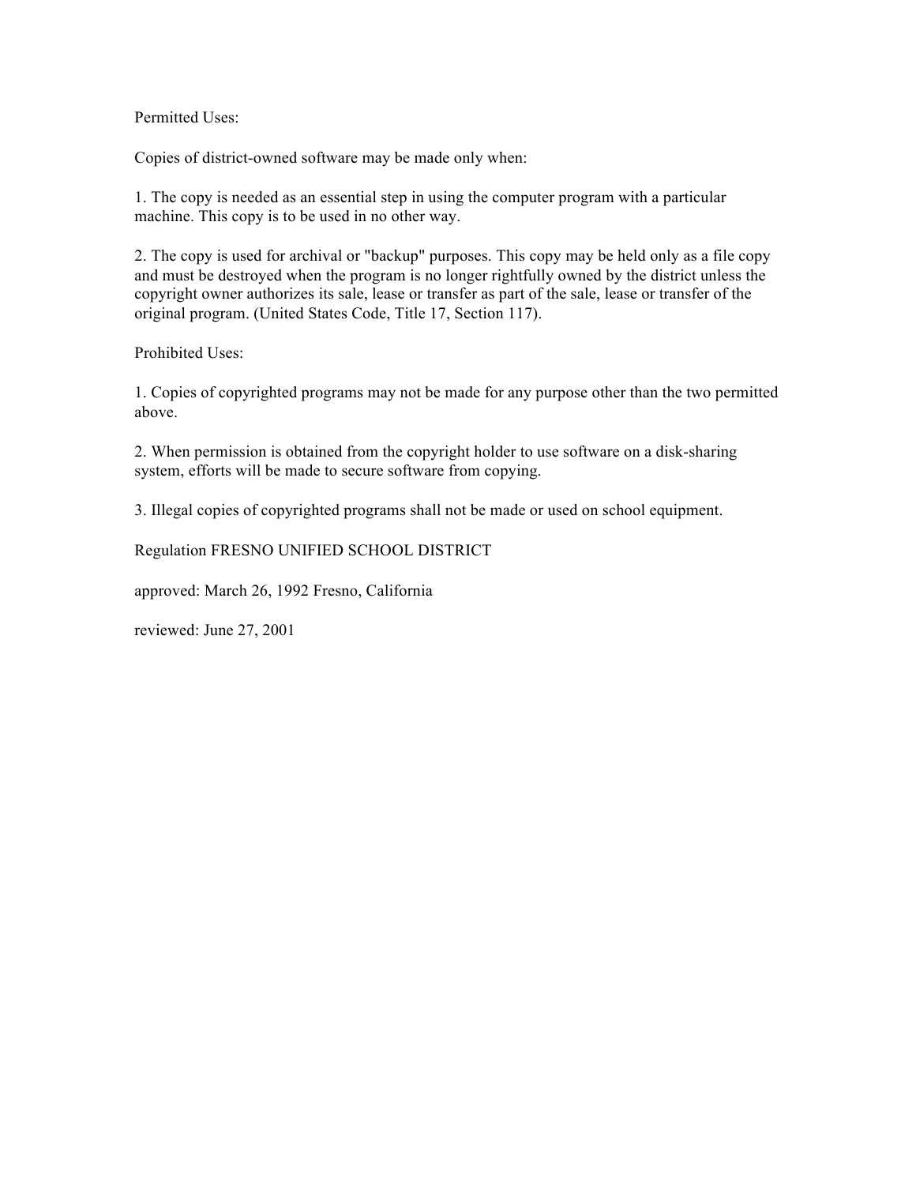Permitted Uses:

Copies of district-owned software may be made only when:

1. The copy is needed as an essential step in using the computer program with a particular machine. This copy is to be used in no other way.

2. The copy is used for archival or "backup" purposes. This copy may be held only as a file copy and must be destroyed when the program is no longer rightfully owned by the district unless the copyright owner authorizes its sale, lease or transfer as part of the sale, lease or transfer of the original program. (United States Code, Title 17, Section 117).

Prohibited Uses:

1. Copies of copyrighted programs may not be made for any purpose other than the two permitted above.

2. When permission is obtained from the copyright holder to use software on a disk-sharing system, efforts will be made to secure software from copying.

3. Illegal copies of copyrighted programs shall not be made or used on school equipment.

Regulation FRESNO UNIFIED SCHOOL DISTRICT

approved: March 26, 1992 Fresno, California

reviewed: June 27, 2001